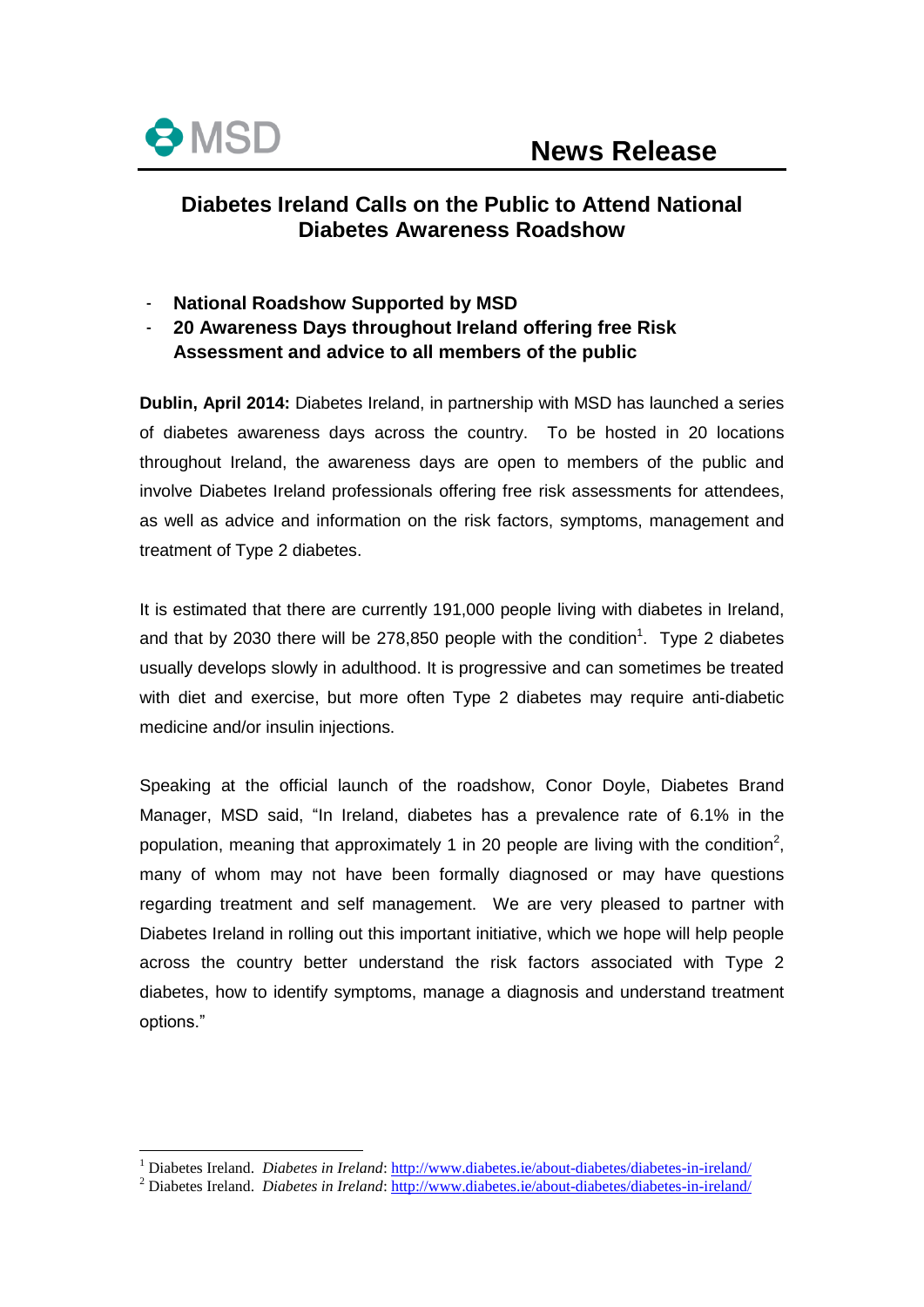MSD

**News Release**

# Diabetes Ireland Calls on the Public to Attend National Diabetes Awareness Roadshow

- **National Roadshow Supported by MSD**
- **20 Awareness Days throughout Ireland offering free Risk Assessment and advice to all members of the public**

**Dublin, April 2014:** Diabetes Ireland, in partnership with MSD has launched a series of diabetes awareness days across the country. To be hosted in 20 locations throughout Ireland, the awareness days are open to members of the public and involve Diabetes Ireland professionals offering free risk assessments for attendees, as well as advice and information on the risk factors, symptoms, management and treatment of Type 2 diabetes.

It is estimated that there are currently 191,000 people living with diabetes in Ireland, and that by 2030 there will be 278,850 people with the condition[1]. Type 2 diabetes usually develops slowly in adulthood. It is progressive and can sometimes be treated with diet and exercise, but more often Type 2 diabetes may require anti-diabetic medicine and/or insulin injections.

Speaking at the official launch of the roadshow, Conor Doyle, Diabetes Brand Manager, MSD said, "In Ireland, diabetes has a prevalence rate of 6.1% in the population, meaning that approximately 1 in 20 people are living with the condition[2], many of whom may not have been formally diagnosed or may have questions regarding treatment and self management. We are very pleased to partner with Diabetes Ireland in rolling out this important initiative, which we hope will help people across the country better understand the risk factors associated with Type 2 diabetes, how to identify symptoms, manage a diagnosis and understand treatment options."

---

[1] Diabetes Ireland. *Diabetes in Ireland*: http://www.diabetes.ie/about-diabetes/diabetes-in-ireland/

[2] Diabetes Ireland. *Diabetes in Ireland*: http://www.diabetes.ie/about-diabetes/diabetes-in-ireland/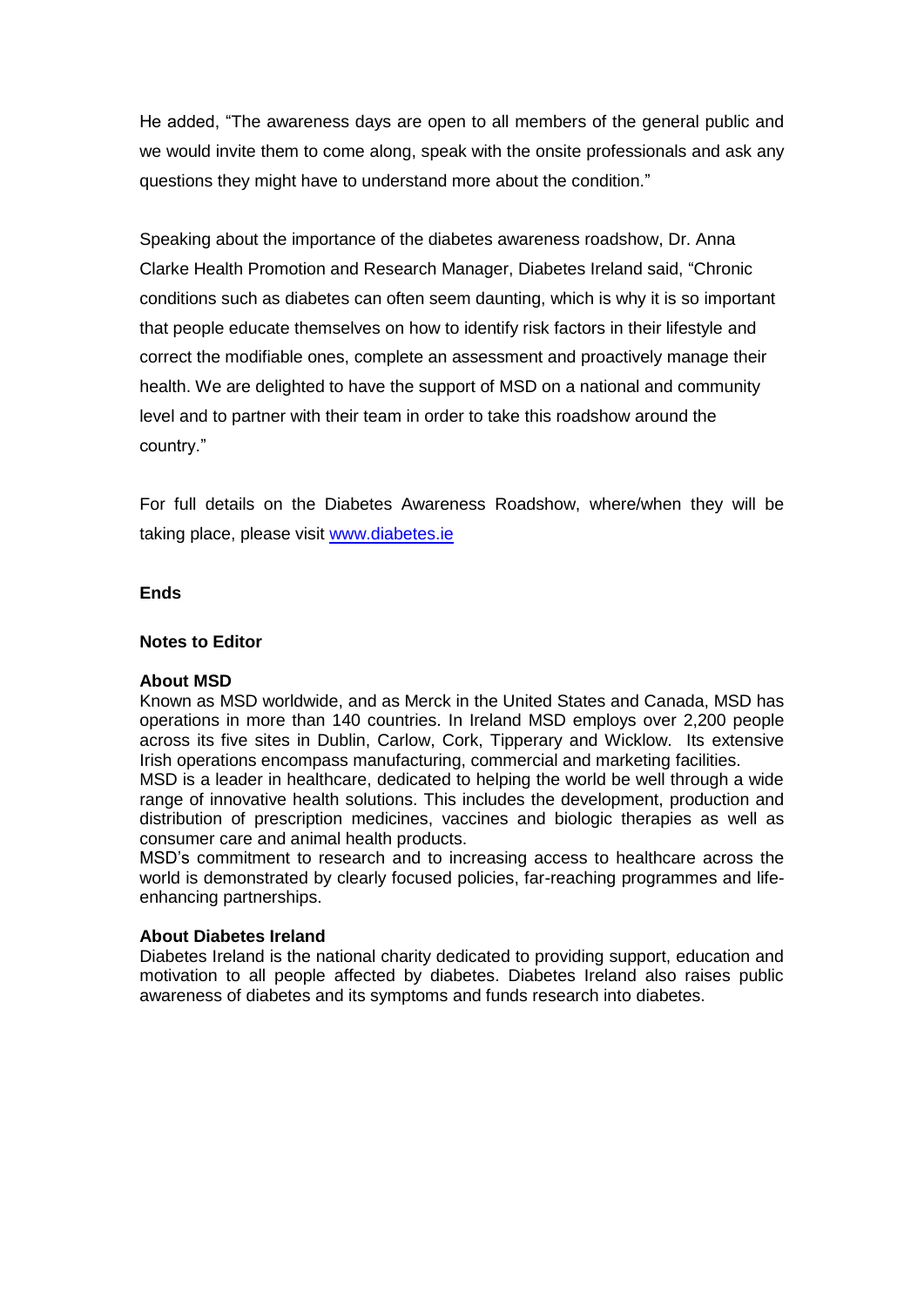He added, "The awareness days are open to all members of the general public and we would invite them to come along, speak with the onsite professionals and ask any questions they might have to understand more about the condition."

Speaking about the importance of the diabetes awareness roadshow, Dr. Anna Clarke Health Promotion and Research Manager, Diabetes Ireland said, "Chronic conditions such as diabetes can often seem daunting, which is why it is so important that people educate themselves on how to identify risk factors in their lifestyle and correct the modifiable ones, complete an assessment and proactively manage their health. We are delighted to have the support of MSD on a national and community level and to partner with their team in order to take this roadshow around the country."

For full details on the Diabetes Awareness Roadshow, where/when they will be taking place, please visit [www.diabetes.ie](http://www.diabetes.ie)

**Ends**

**Notes to Editor**

**About MSD**

Known as MSD worldwide, and as Merck in the United States and Canada, MSD has operations in more than 140 countries. In Ireland MSD employs over 2,200 people across its five sites in Dublin, Carlow, Cork, Tipperary and Wicklow. Its extensive Irish operations encompass manufacturing, commercial and marketing facilities.

MSD is a leader in healthcare, dedicated to helping the world be well through a wide range of innovative health solutions. This includes the development, production and distribution of prescription medicines, vaccines and biologic therapies as well as consumer care and animal health products.

MSD's commitment to research and to increasing access to healthcare across the world is demonstrated by clearly focused policies, far-reaching programmes and life-enhancing partnerships.

**About Diabetes Ireland**

Diabetes Ireland is the national charity dedicated to providing support, education and motivation to all people affected by diabetes. Diabetes Ireland also raises public awareness of diabetes and its symptoms and funds research into diabetes.